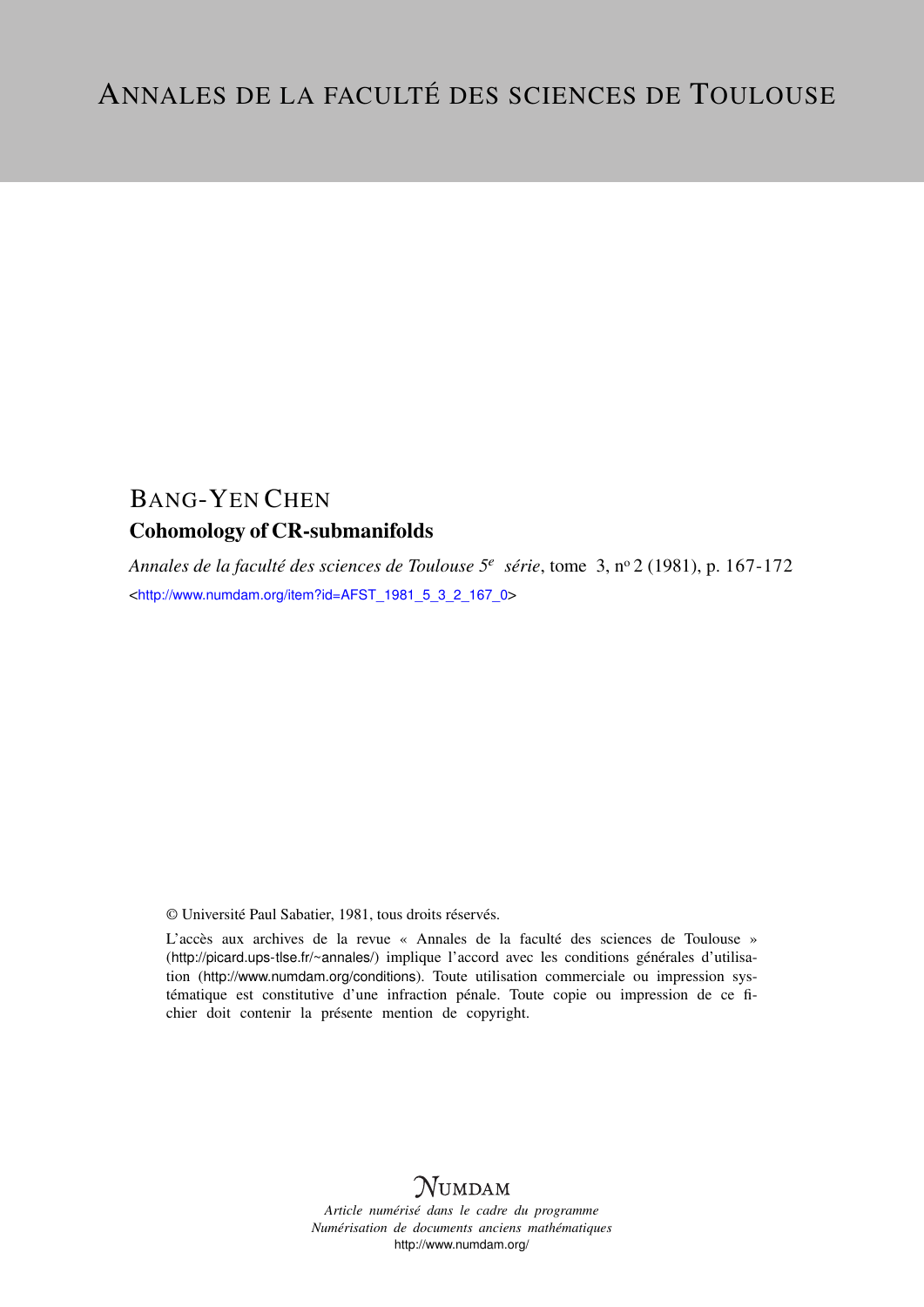# ANNALES DE LA FACULTÉ DES SCIENCES DE TOULOUSE

BANG-YEN CHEN

## Cohomology of CR-submanifolds

*Annales de la faculté des sciences de Toulouse 5e série*, tome 3, no 2 (1981), p. 167-172

<http://www.numdam.org/item?id=AFST_1981_5_3_2_167_0>

© Université Paul Sabatier, 1981, tous droits réservés.

L'accès aux archives de la revue « Annales de la faculté des sciences de Toulouse » (http://picard.ups-tlse.fr/~annales/) implique l'accord avec les conditions générales d'utilisation (http://www.numdam.org/conditions). Toute utilisation commerciale ou impression systématique est constitutive d'une infraction pénale. Toute copie ou impression de ce fichier doit contenir la présente mention de copyright.

NUMDAM

*Article numérisé dans le cadre du programme*
*Numérisation de documents anciens mathématiques*
http://www.numdam.org/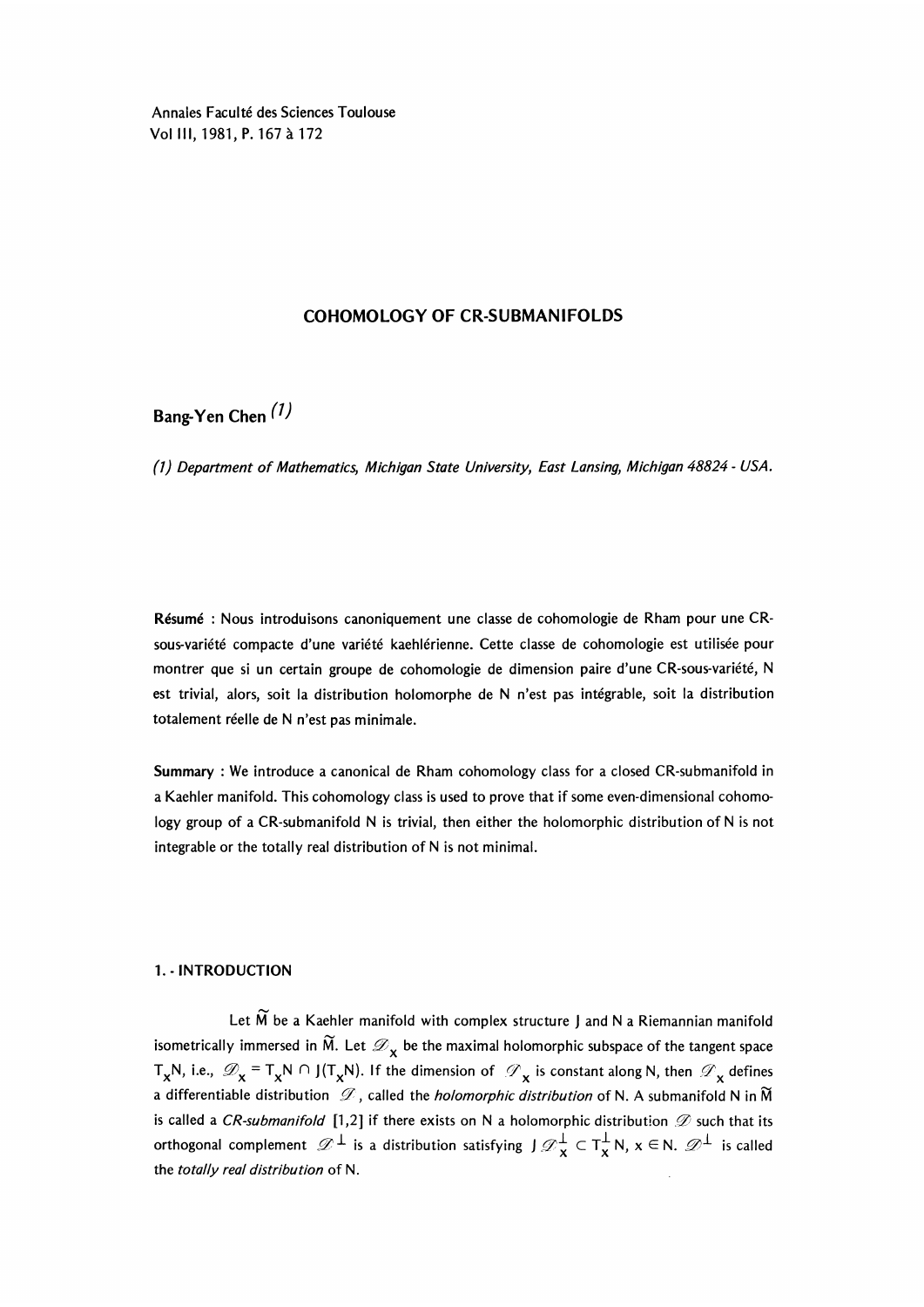Annales Faculté des Sciences Toulouse
Vol III, 1981, P. 167 à 172

# COHOMOLOGY OF CR-SUBMANIFOLDS

## Bang-Yen Chen [1]

(1) *Department of Mathematics, Michigan State University, East Lansing, Michigan 48824 - USA.*

**Résumé** : Nous introduisons canoniquement une classe de cohomologie de Rham pour une CR-sous-variété compacte d'une variété kaehlérienne. Cette classe de cohomologie est utilisée pour montrer que si un certain groupe de cohomologie de dimension paire d'une CR-sous-variété, N est trivial, alors, soit la distribution holomorphe de N n'est pas intégrable, soit la distribution totalement réelle de N n'est pas minimale.

**Summary** : We introduce a canonical de Rham cohomology class for a closed CR-submanifold in a Kaehler manifold. This cohomology class is used to prove that if some even-dimensional cohomology group of a CR-submanifold N is trivial, then either the holomorphic distribution of N is not integrable or the totally real distribution of N is not minimal.

### 1. - INTRODUCTION

Let $\widetilde{M}$ be a Kaehler manifold with complex structure J and N a Riemannian manifold isometrically immersed in $\widetilde{M}$. Let $\mathscr{D}_x$ be the maximal holomorphic subspace of the tangent space $T_xN$, i.e., $\mathscr{D}_x = T_xN \cap J(T_xN)$. If the dimension of $\mathscr{D}_x$ is constant along N, then $\mathscr{D}_x$ defines a differentiable distribution $\mathscr{D}$, called the *holomorphic distribution* of N. A submanifold N in $\widetilde{M}$ is called a *CR-submanifold* [1,2] if there exists on N a holomorphic distribution $\mathscr{D}$ such that its orthogonal complement $\mathscr{D}^{\perp}$ is a distribution satisfying $J\mathscr{D}_x^{\perp} \subset T_x^{\perp}N$, $x \in N$. $\mathscr{D}^{\perp}$ is called the *totally real distribution* of N.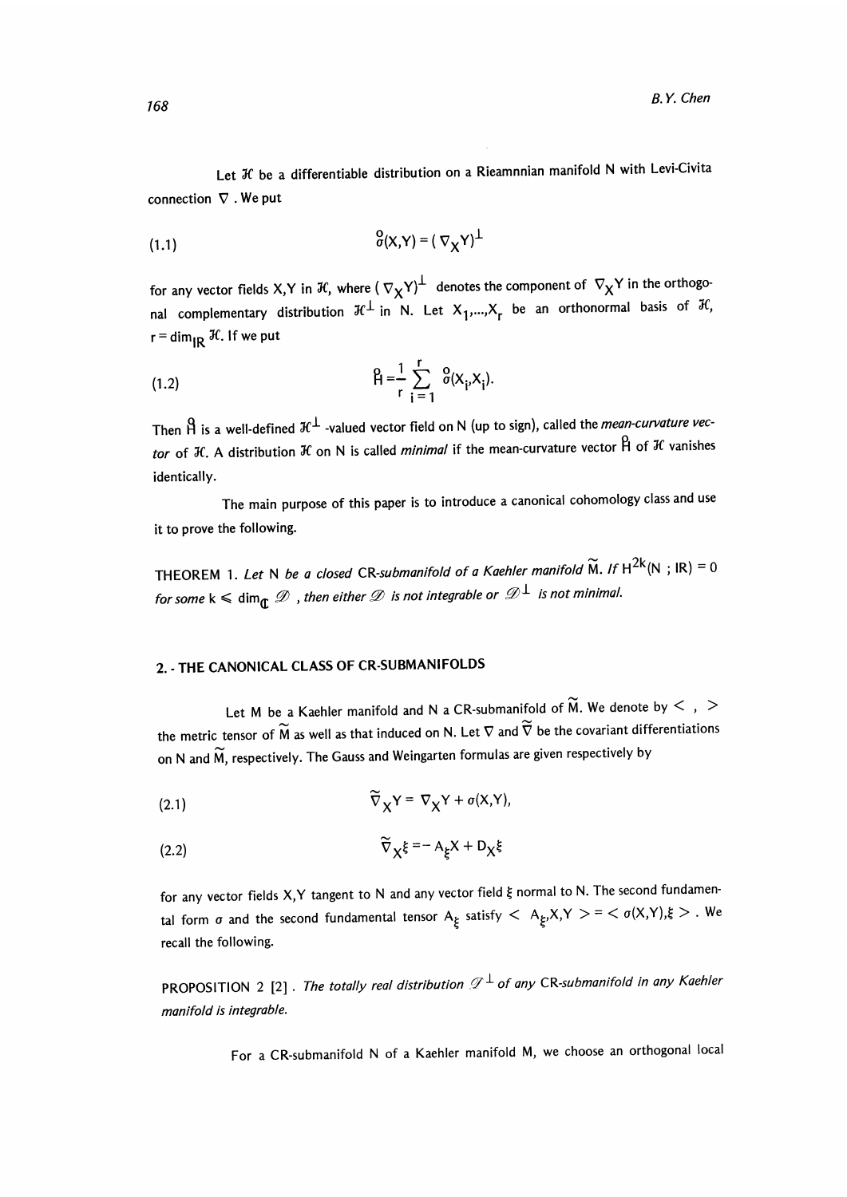Let $\mathcal{H}$ be a differentiable distribution on a Rieamnnian manifold N with Levi-Civita connection $\nabla$. We put

$$\overset{\circ}{\sigma}(X,Y) = (\nabla_X Y)^{\perp} \tag{1.1}$$

for any vector fields X,Y in $\mathcal{H}$, where $(\nabla_X Y)^{\perp}$ denotes the component of $\nabla_X Y$ in the orthogonal complementary distribution $\mathcal{H}^{\perp}$ in N. Let $X_1,...,X_r$ be an orthonormal basis of $\mathcal{H}$, $r = \dim_{\mathbb{R}} \mathcal{H}$. If we put

$$\overset{\circ}{H} = \frac{1}{r} \sum_{i=1}^{r} \overset{\circ}{\sigma}(X_i,X_i). \tag{1.2}$$

Then $\overset{\circ}{H}$ is a well-defined $\mathcal{H}^{\perp}$-valued vector field on N (up to sign), called the *mean-curvature vector* of $\mathcal{H}$. A distribution $\mathcal{H}$ on N is called *minimal* if the mean-curvature vector $\overset{\circ}{H}$ of $\mathcal{H}$ vanishes identically.

The main purpose of this paper is to introduce a canonical cohomology class and use it to prove the following.

THEOREM 1. *Let N be a closed* CR-*submanifold of a Kaehler manifold* $\widetilde{M}$. *If* $H^{2k}(N ; \mathbb{R}) = 0$ *for some* $k \leqslant \dim_{\mathbb{C}} \mathcal{D}$, *then either* $\mathcal{D}$ *is not integrable or* $\mathcal{D}^{\perp}$ *is not minimal.*

## 2. - THE CANONICAL CLASS OF CR-SUBMANIFOLDS

Let M be a Kaehler manifold and N a CR-submanifold of $\widetilde{M}$. We denote by $< \ , \ >$ the metric tensor of $\widetilde{M}$ as well as that induced on N. Let $\nabla$ and $\widetilde{\nabla}$ be the covariant differentiations on N and $\widetilde{M}$, respectively. The Gauss and Weingarten formulas are given respectively by

$$\widetilde{\nabla}_X Y = \nabla_X Y + \sigma(X,Y), \tag{2.1}$$

$$\widetilde{\nabla}_X \xi = - A_{\xi} X + D_X \xi \tag{2.2}$$

for any vector fields X,Y tangent to N and any vector field $\xi$ normal to N. The second fundamental form $\sigma$ and the second fundamental tensor $A_{\xi}$ satisfy $< A_{\xi}X,Y > = < \sigma(X,Y),\xi >$. We recall the following.

PROPOSITION 2 [2]. *The totally real distribution* $\mathcal{D}^{\perp}$ *of any* CR-*submanifold in any Kaehler manifold is integrable.*

For a CR-submanifold N of a Kaehler manifold M, we choose an orthogonal local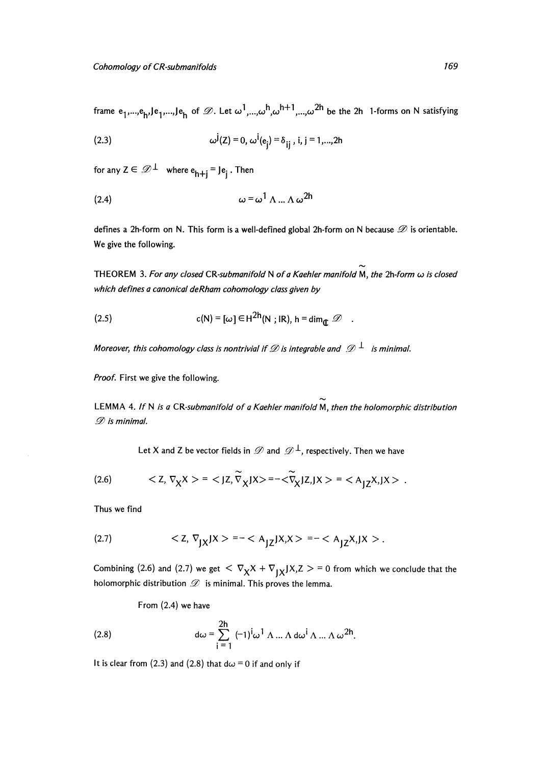frame $e_1,\ldots,e_h,Je_1,\ldots,Je_h$ of $\mathscr{D}$. Let $\omega^1,\ldots,\omega^h,\omega^{h+1},\ldots,\omega^{2h}$ be the 2h 1-forms on N satisfying

$$\omega^j(Z) = 0,\ \omega^i(e_j) = \delta_{ij},\ i,j = 1,\ldots,2h \tag{2.3}$$

for any $Z \in \mathscr{D}^\perp$ where $e_{h+j} = Je_j$. Then

$$\omega = \omega^1 \wedge \ldots \wedge \omega^{2h} \tag{2.4}$$

defines a 2h-form on N. This form is a well-defined global 2h-form on N because $\mathscr{D}$ is orientable. We give the following.

THEOREM 3. *For any closed CR-submanifold N of a Kaehler manifold $\tilde{M}$, the 2h-form $\omega$ is closed which defines a canonical deRham cohomology class given by*

$$c(N) = [\omega] \in H^{2h}(N\,;\mathbb{R}),\ h = \dim_{\mathbb{C}} \mathscr{D}\ . \tag{2.5}$$

*Moreover, this cohomology class is nontrivial if $\mathscr{D}$ is integrable and $\mathscr{D}^\perp$ is minimal.*

*Proof.* First we give the following.

LEMMA 4. *If N is a CR-submanifold of a Kaehler manifold $\tilde{M}$, then the holomorphic distribution $\mathscr{D}$ is minimal.*

Let X and Z be vector fields in $\mathscr{D}$ and $\mathscr{D}^\perp$, respectively. Then we have

$$< Z, \nabla_X X > = < JZ, \tilde{\nabla}_X JX > = -< \tilde{\nabla}_X JZ, JX > = < A_{JZ}X, JX > . \tag{2.6}$$

Thus we find

$$< Z, \nabla_{JX} JX > = -< A_{JZ}JX, X > = -< A_{JZ}X, JX > . \tag{2.7}$$

Combining (2.6) and (2.7) we get $< \nabla_X X + \nabla_{JX}JX, Z > = 0$ from which we conclude that the holomorphic distribution $\mathscr{D}$ is minimal. This proves the lemma.

From (2.4) we have

$$d\omega = \sum_{i=1}^{2h} (-1)^i \omega^1 \wedge \ldots \wedge d\omega^i \wedge \ldots \wedge \omega^{2h}. \tag{2.8}$$

It is clear from (2.3) and (2.8) that $d\omega = 0$ if and only if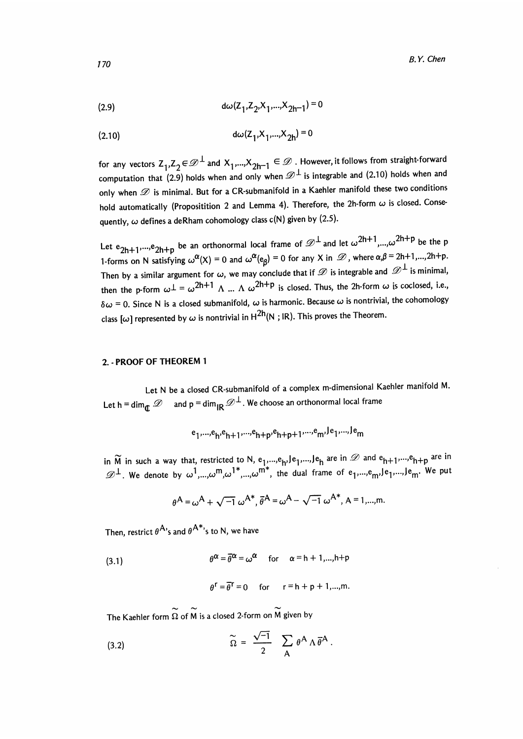$$(2.9) \qquad d\omega(Z_1,Z_2,X_1,\ldots,X_{2h-1}) = 0$$

$$(2.10) \qquad d\omega(Z_1,X_1,\ldots,X_{2h}) = 0$$

for any vectors $Z_1,Z_2 \in \mathscr{D}^\perp$ and $X_1,\ldots,X_{2h-1} \in \mathscr{D}$. However, it follows from straight-forward computation that (2.9) holds when and only when $\mathscr{D}^\perp$ is integrable and (2.10) holds when and only when $\mathscr{D}$ is minimal. But for a CR-submanifold in a Kaehler manifold these two conditions hold automatically (Propositition 2 and Lemma 4). Therefore, the 2h-form $\omega$ is closed. Consequently, $\omega$ defines a deRham cohomology class c(N) given by (2.5).

Let $e_{2h+1},\ldots,e_{2h+p}$ be an orthonormal local frame of $\mathscr{D}^\perp$ and let $\omega^{2h+1},\ldots,\omega^{2h+p}$ be the p 1-forms on N satisfying $\omega^\alpha(X) = 0$ and $\omega^\alpha(e_\beta) = 0$ for any X in $\mathscr{D}$, where $\alpha,\beta = 2h+1,\ldots,2h+p$. Then by a similar argument for $\omega$, we may conclude that if $\mathscr{D}$ is integrable and $\mathscr{D}^\perp$ is minimal, then the p-form $\omega^\perp = \omega^{2h+1} \wedge \ldots \wedge \omega^{2h+p}$ is closed. Thus, the 2h-form $\omega$ is coclosed, i.e., $\delta\omega = 0$. Since N is a closed submanifold, $\omega$ is harmonic. Because $\omega$ is nontrivial, the cohomology class $[\omega]$ represented by $\omega$ is nontrivial in $H^{2h}(N ; \mathbb{R})$. This proves the Theorem.

## 2. - PROOF OF THEOREM 1

Let N be a closed CR-submanifold of a complex m-dimensional Kaehler manifold M. Let $h = \dim_{\mathbb{C}} \mathscr{D}$ and $p = \dim_{\mathbb{R}} \mathscr{D}^\perp$. We choose an orthonormal local frame

$$e_1,\ldots,e_h,e_{h+1},\ldots,e_{h+p},e_{h+p+1},\ldots,e_m,Je_1,\ldots,Je_m$$

in $\widetilde{M}$ in such a way that, restricted to N, $e_1,\ldots,e_h,Je_1,\ldots,Je_h$ are in $\mathscr{D}$ and $e_{h+1},\ldots,e_{h+p}$ are in $\mathscr{D}^\perp$. We denote by $\omega^1,\ldots,\omega^m,\omega^{1*},\ldots,\omega^{m*}$, the dual frame of $e_1,\ldots,e_m,Je_1,\ldots,Je_m$. We put

$$\theta^A = \omega^A + \sqrt{-1}\,\omega^{A*},\ \bar{\theta}^A = \omega^A - \sqrt{-1}\,\omega^{A*},\ A = 1,\ldots,m.$$

Then, restrict $\theta^A$'s and $\theta^{A*}$'s to N, we have

$$(3.1) \qquad \theta^\alpha = \bar{\theta}^\alpha = \omega^\alpha \quad \text{for} \quad \alpha = h+1,\ldots,h+p$$

$$\theta^r = \bar{\theta}^r = 0 \quad \text{for} \quad r = h+p+1,\ldots,m.$$

The Kaehler form $\widetilde{\Omega}$ of $\widetilde{M}$ is a closed 2-form on $\widetilde{M}$ given by

$$(3.2) \qquad \widetilde{\Omega} = \frac{\sqrt{-1}}{2} \sum_A \theta^A \wedge \bar{\theta}^A.$$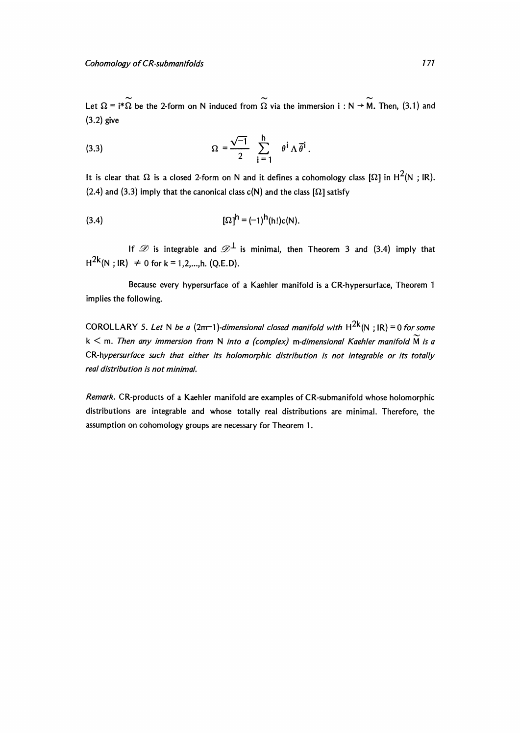Let $\Omega = i^*\tilde{\Omega}$ be the 2-form on N induced from $\tilde{\Omega}$ via the immersion $i : N \to \tilde{M}$. Then, (3.1) and (3.2) give

$$\Omega = \frac{\sqrt{-1}}{2} \sum_{i=1}^{h} \theta^i \wedge \bar{\theta}^i . \tag{3.3}$$

It is clear that $\Omega$ is a closed 2-form on N and it defines a cohomology class $[\Omega]$ in $H^2(N ; \mathbb{R})$. (2.4) and (3.3) imply that the canonical class c(N) and the class $[\Omega]$ satisfy

$$[\Omega]^h = (-1)^h (h!) c(N). \tag{3.4}$$

If $\mathscr{D}$ is integrable and $\mathscr{D}^\perp$ is minimal, then Theorem 3 and (3.4) imply that $H^{2k}(N ; \mathbb{R}) \neq 0$ for $k = 1,2,\ldots,h$. (Q.E.D).

Because every hypersurface of a Kaehler manifold is a CR-hypersurface, Theorem 1 implies the following.

COROLLARY 5. *Let N be a $(2m-1)$-dimensional closed manifold with $H^{2k}(N ; \mathbb{R}) = 0$ for some $k < m$. Then any immersion from N into a (complex) m-dimensional Kaehler manifold $\tilde{M}$ is a CR-hypersurface such that either its holomorphic distribution is not integrable or its totally real distribution is not minimal.*

*Remark.* CR-products of a Kaehler manifold are examples of CR-submanifold whose holomorphic distributions are integrable and whose totally real distributions are minimal. Therefore, the assumption on cohomology groups are necessary for Theorem 1.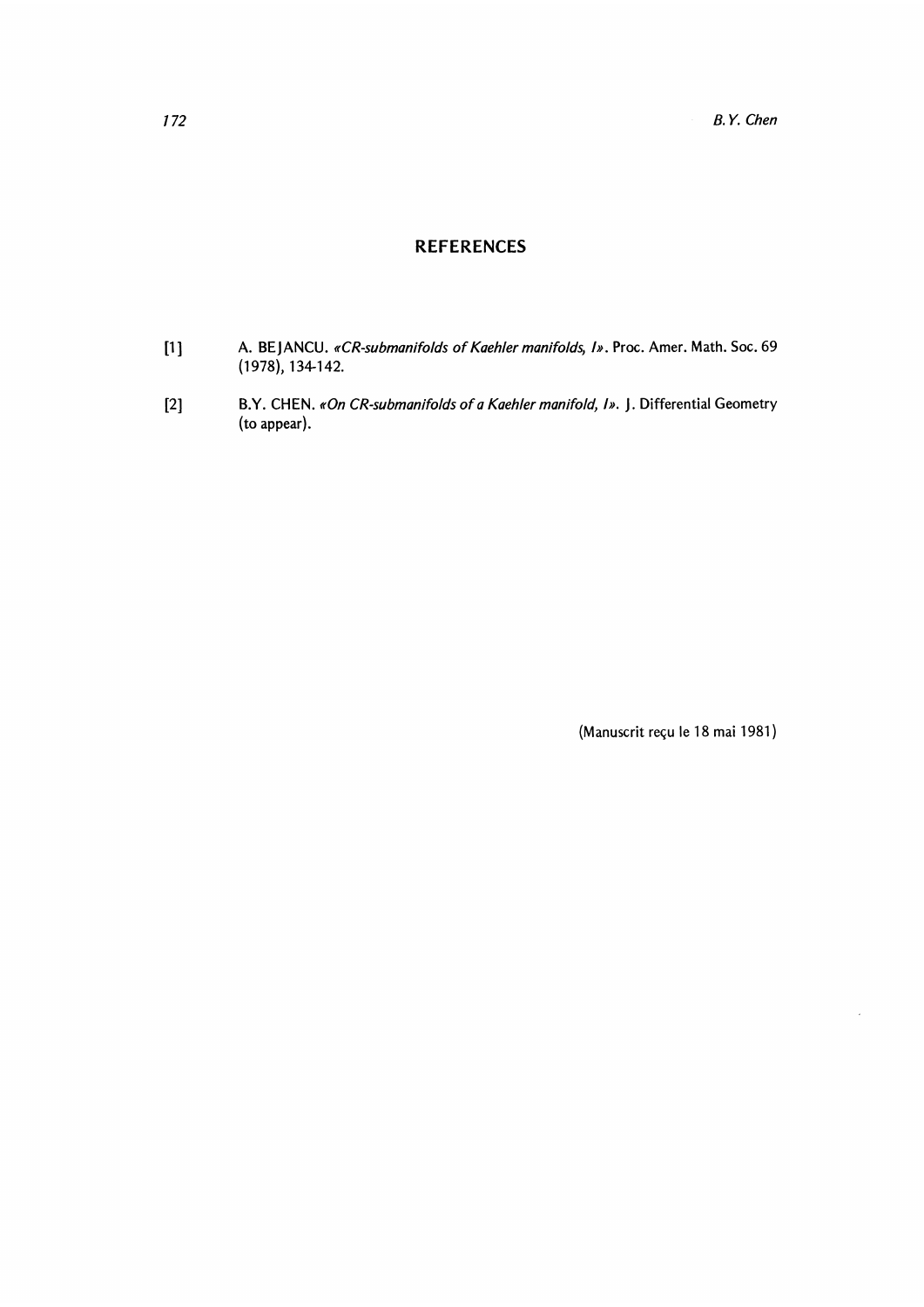## REFERENCES

[1] A. BEJANCU. *«CR-submanifolds of Kaehler manifolds, I»*. Proc. Amer. Math. Soc. 69 (1978), 134-142.

[2] B.Y. CHEN. *«On CR-submanifolds of a Kaehler manifold, I»*. J. Differential Geometry (to appear).

(Manuscrit reçu le 18 mai 1981)